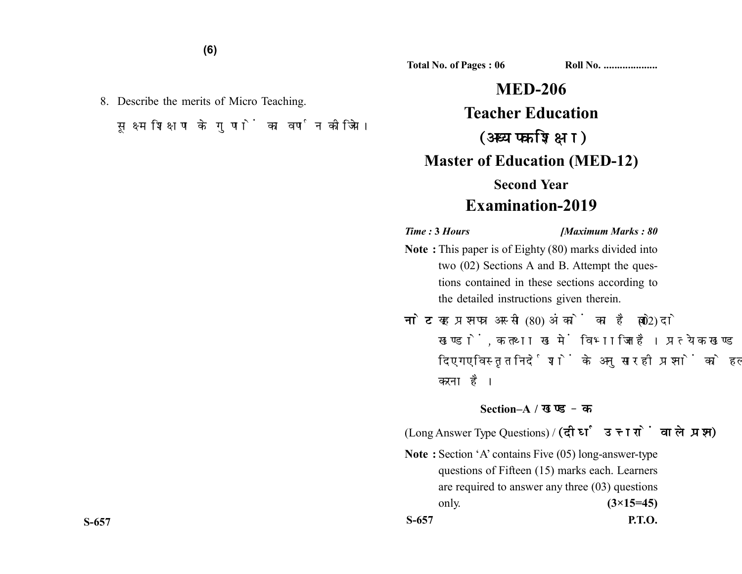8. Describe the merits of Micro Teaching.

सूक्ष्म शिक्षण के गुणों का वर्णन कीजिए।

Total No. of Pages : 06 Roll No. ...................

# MED-206

# Teacher Education

# (अध्यापक शिक्षा)

# Master of Education (MED-12)

## Second Year

# Examination-2019

*Time : 3 Hours* *[Maximum Marks : 80*

**Note :** This paper is of Eighty (80) marks divided into two (02) Sections A and B. Attempt the questions contained in these sections according to the detailed instructions given therein.

**नोट :** यह प्रश्नपत्र अस्सी (80) अंकों का है जो दो (02) खण्डों, क तथा ख में विभाजित है। प्रत्येक खण्ड में दिए गए विस्तृत निर्देशों के अनुसार ही प्रश्नों को हल करना है।

### Section–A / खण्ड–क

(Long Answer Type Questions) / **(दीर्घ उत्तरों वाले प्रश्न)**

**Note :** Section 'A' contains Five (05) long-answer-type questions of Fifteen (15) marks each. Learners are required to answer any three (03) questions only. **(3×15=45)**

S-657 P.T.O.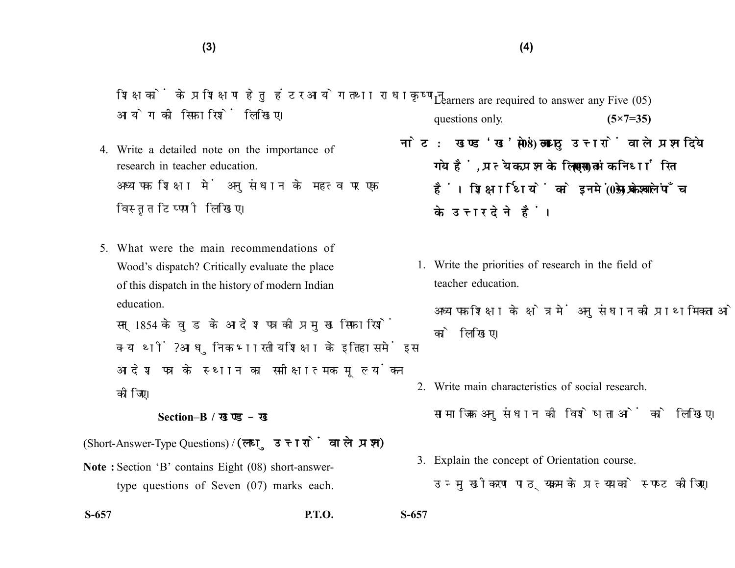शिक्षकों के प्रशिक्षण हेतु हंटर आयोग तथा राधाकृष्णन आयोग की सिफारिशें लिखिए।

4. Write a detailed note on the importance of research in teacher education.

   अध्यापक शिक्षा में अनुसंधान के महत्व पर एक विस्तृत टिप्पणी लिखिए।

5. What were the main recommendations of Wood's dispatch? Critically evaluate the place of this dispatch in the history of modern Indian education.

   सन् 1854 के वुड के आदेश पत्र की प्रमुख सिफारिशें क्या थीं? आधुनिक भारतीय शिक्षा के इतिहास में इस आदेश पत्र के स्थान का समीक्षात्मक मूल्यांकन कीजिए।

## Section–B / खण्ड – ख

(Short-Answer-Type Questions) / **(लघु उत्तरों वाले प्रश्न)**

**Note :** Section 'B' contains Eight (08) short-answer-type questions of Seven (07) marks each. Learners are required to answer any Five (05) questions only. **(5×7=35)**

**नोट : खण्ड 'ख' में आठ (08) लघु उत्तरों वाले प्रश्न दिये गये हैं, प्रत्येक प्रश्न के लिए सात (07) अंक निर्धारित हैं। शिक्षार्थियों को इनमें से केवल पाँच (05) प्रश्नों के उत्तर देने हैं।**

1. Write the priorities of research in the field of teacher education.

   अध्यापक शिक्षा के क्षेत्र में अनुसंधान की प्राथमिकताओं को लिखिए।

2. Write main characteristics of social research.

   सामाजिक अनुसंधान की विशेषताओं को लिखिए।

3. Explain the concept of Orientation course.

   उन्मुखीकरण पाठ्यक्रम के प्रत्यय को स्पष्ट कीजिए।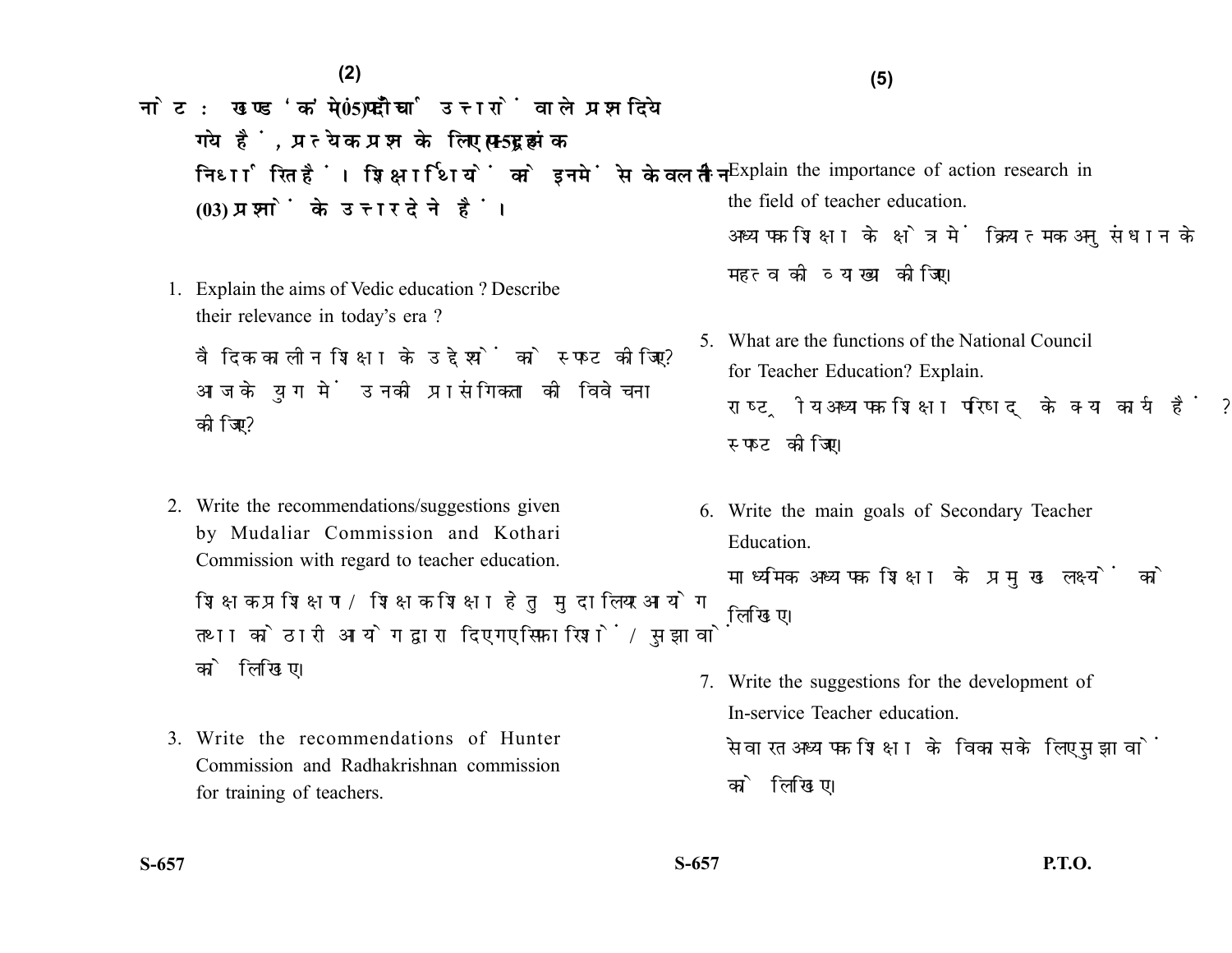नोट : खण्ड 'क' में (05) पाँच दीर्घ उत्तरों वाले प्रश्न दिये गये हैं, प्रत्येक प्रश्न के लिए (15) अंक निर्धारित हैं। शिक्षार्थियों को इनमें से केवल तीन (03) प्रश्नों के उत्तर देने हैं।

1. Explain the aims of Vedic education ? Describe their relevance in today's era ?

   वैदिककालीन शिक्षा के उद्देश्यों को स्पष्ट कीजिए? आज के युग में उनकी प्रासंगिकता की विवेचना कीजिए?

2. Write the recommendations/suggestions given by Mudaliar Commission and Kothari Commission with regard to teacher education.

   शिक्षक प्रशिक्षण / शिक्षक शिक्षा हेतु मुदालियर आयोग तथा कोठारी आयोग द्वारा दिए गए सिफारिशों / सुझावों को लिखिए।

3. Write the recommendations of Hunter Commission and Radhakrishnan commission for training of teachers.

Explain the importance of action research in the field of teacher education.

अध्यापक शिक्षा के क्षेत्र में क्रियात्मक अनुसंधान के महत्व की व्याख्या कीजिए।

5. What are the functions of the National Council for Teacher Education? Explain.

   राष्ट्रीय अध्यापक शिक्षा परिषद् के क्या कार्य हैं? स्पष्ट कीजिए।

6. Write the main goals of Secondary Teacher Education.

   माध्यमिक अध्यापक शिक्षा के प्रमुख लक्ष्यों को लिखिए।

7. Write the suggestions for the development of In-service Teacher education.

   सेवारत अध्यापक शिक्षा के विकास के लिए सुझावों को लिखिए।